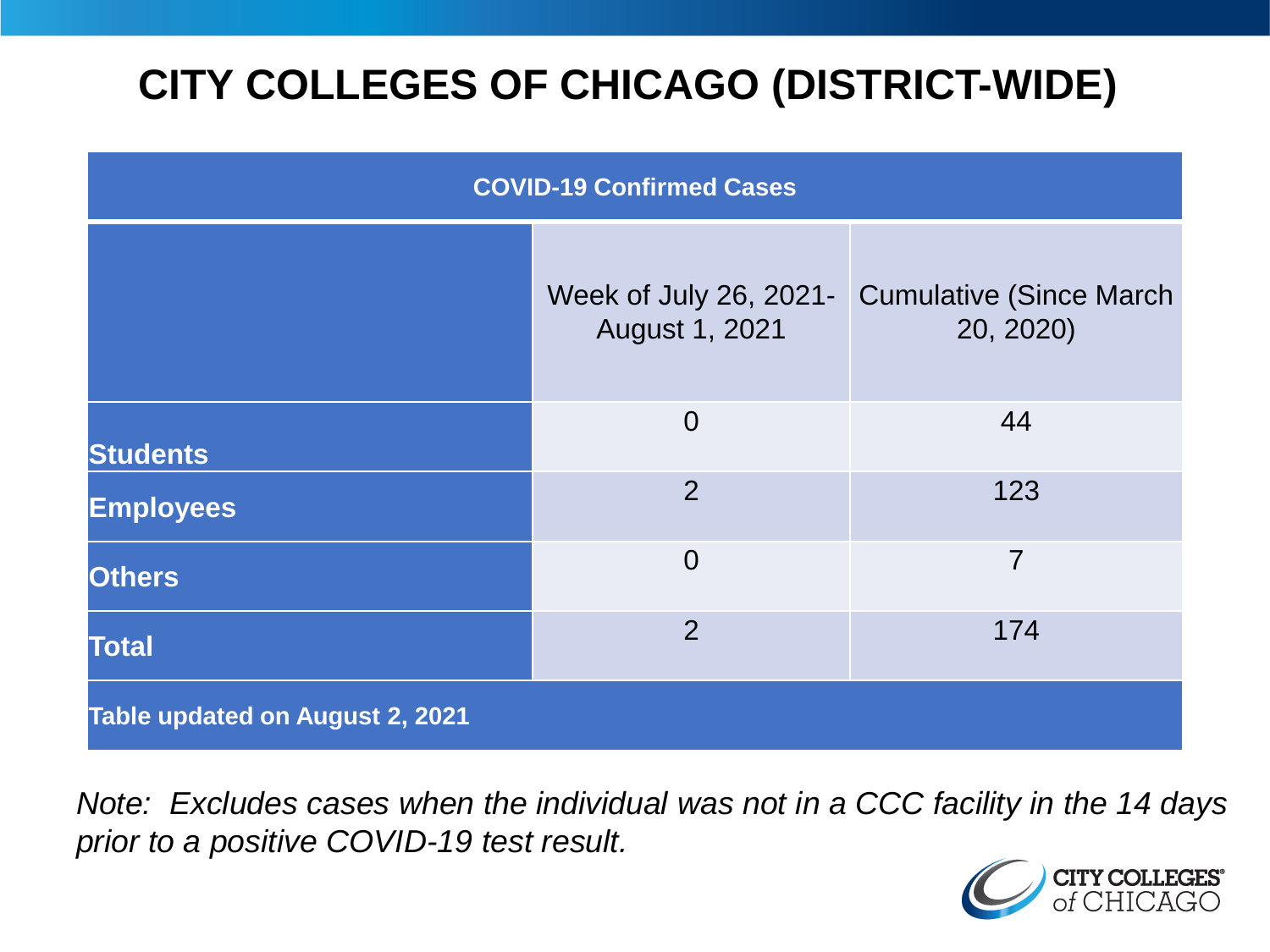# CITY COLLEGES OF CHICAGO (DISTRICT-WIDE)

| COVID-19 Confirmed Cases | | |
|---|---|---|
| | Week of July 26, 2021-August 1, 2021 | Cumulative (Since March 20, 2020) |
| **Students** | 0 | 44 |
| **Employees** | 2 | 123 |
| **Others** | 0 | 7 |
| **Total** | 2 | 174 |
| **Table updated on August 2, 2021** | | |

*Note: Excludes cases when the individual was not in a CCC facility in the 14 days prior to a positive COVID-19 test result.*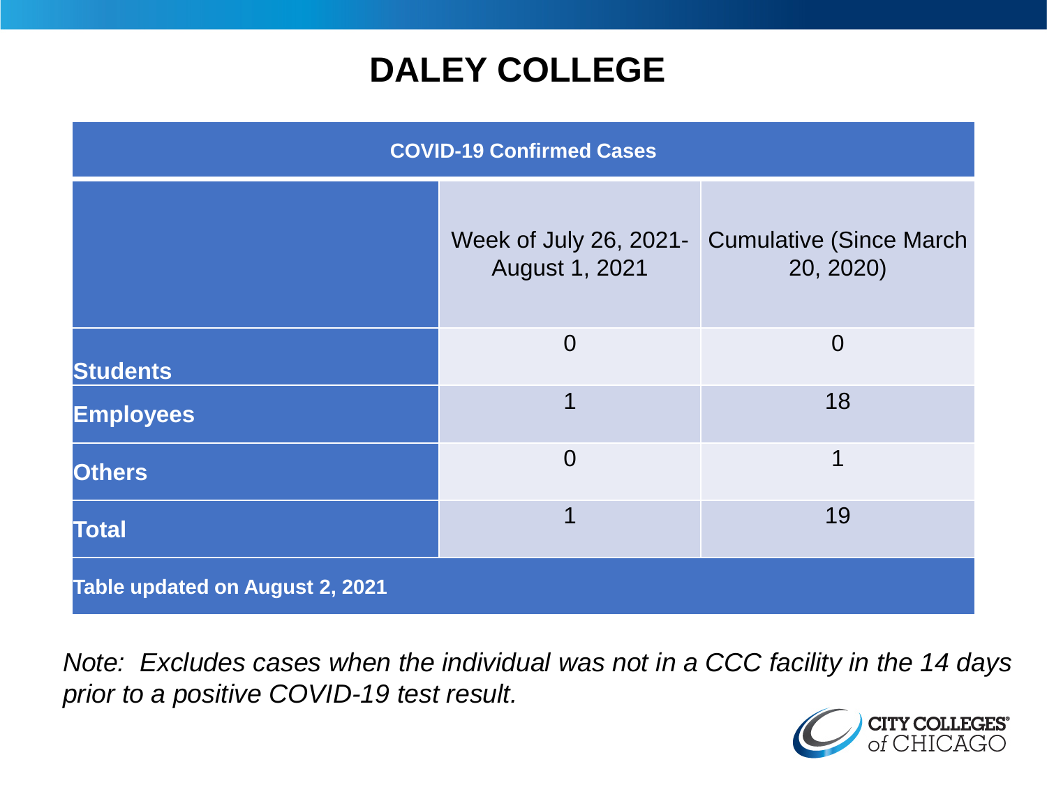# DALEY COLLEGE

| COVID-19 Confirmed Cases | | |
|---|---|---|
| | Week of July 26, 2021-August 1, 2021 | Cumulative (Since March 20, 2020) |
| **Students** | 0 | 0 |
| **Employees** | 1 | 18 |
| **Others** | 0 | 1 |
| **Total** | 1 | 19 |
| **Table updated on August 2, 2021** | | |

*Note: Excludes cases when the individual was not in a CCC facility in the 14 days prior to a positive COVID-19 test result.*

CITY COLLEGES of CHICAGO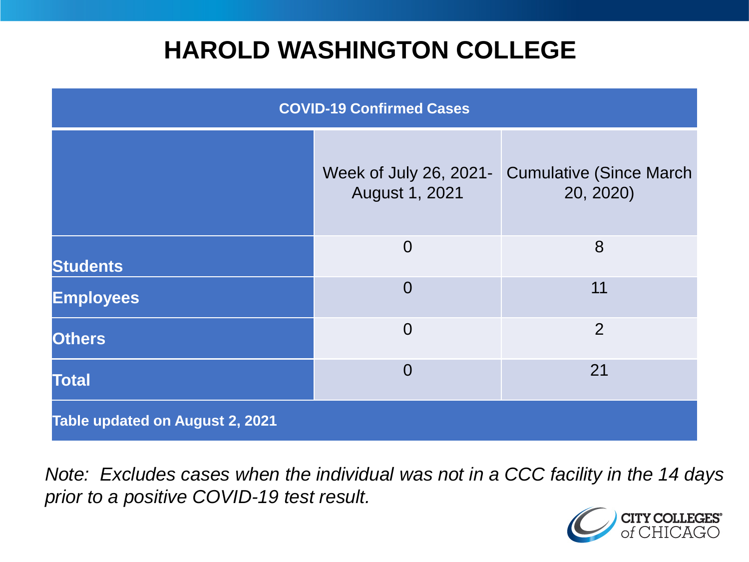# HAROLD WASHINGTON COLLEGE

| COVID-19 Confirmed Cases | | |
|---|---|---|
| | Week of July 26, 2021- August 1, 2021 | Cumulative (Since March 20, 2020) |
| **Students** | 0 | 8 |
| **Employees** | 0 | 11 |
| **Others** | 0 | 2 |
| **Total** | 0 | 21 |
| **Table updated on August 2, 2021** | | |

*Note: Excludes cases when the individual was not in a CCC facility in the 14 days prior to a positive COVID-19 test result.*

CITY COLLEGES of CHICAGO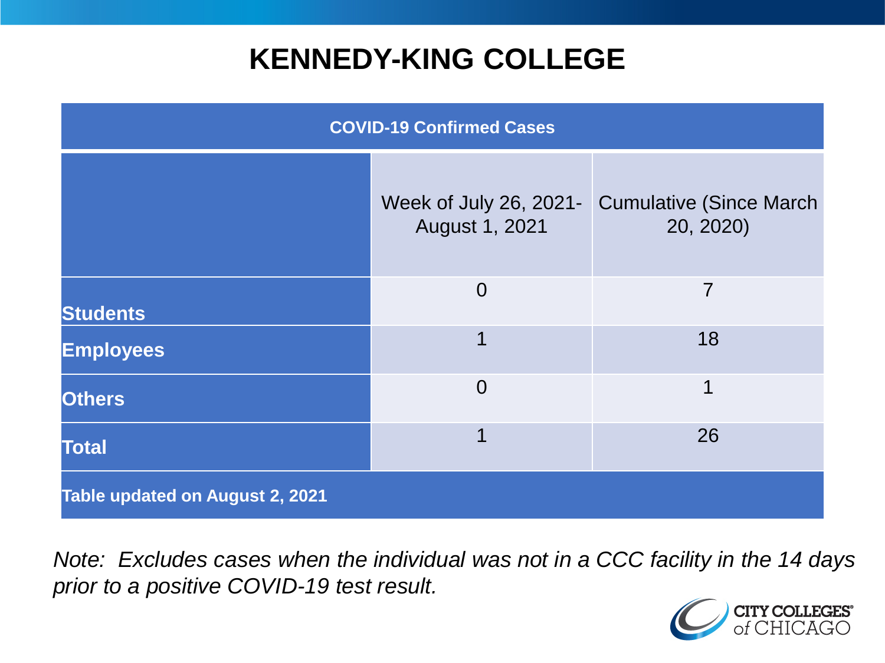# KENNEDY-KING COLLEGE

| COVID-19 Confirmed Cases | | |
|---|---|---|
| | Week of July 26, 2021- August 1, 2021 | Cumulative (Since March 20, 2020) |
| **Students** | 0 | 7 |
| **Employees** | 1 | 18 |
| **Others** | 0 | 1 |
| **Total** | 1 | 26 |
| **Table updated on August 2, 2021** | | |

*Note: Excludes cases when the individual was not in a CCC facility in the 14 days prior to a positive COVID-19 test result.*

CITY COLLEGES of CHICAGO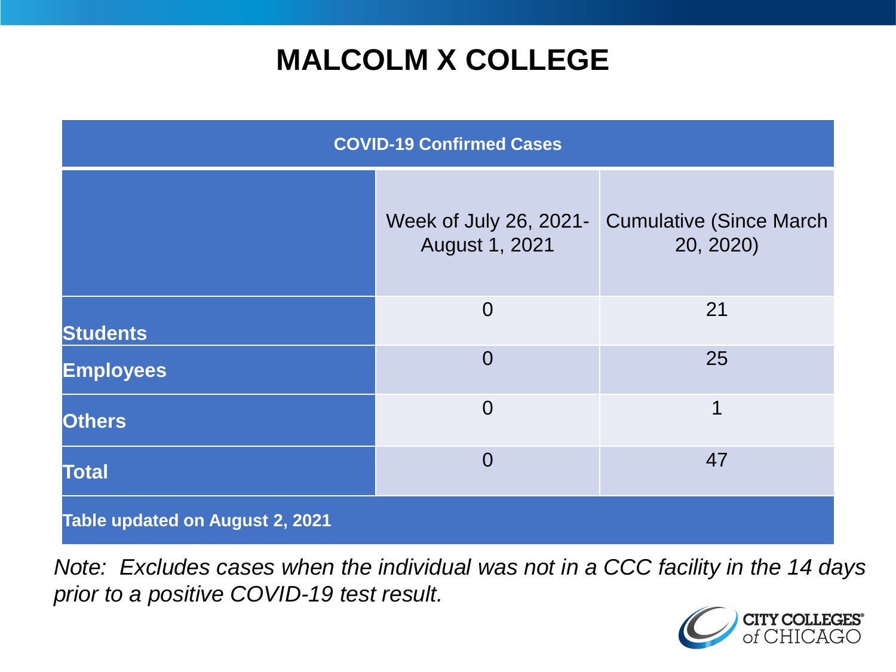# MALCOLM X COLLEGE

| COVID-19 Confirmed Cases | | |
|---|---|---|
| | Week of July 26, 2021- August 1, 2021 | Cumulative (Since March 20, 2020) |
| **Students** | 0 | 21 |
| **Employees** | 0 | 25 |
| **Others** | 0 | 1 |
| **Total** | 0 | 47 |
| **Table updated on August 2, 2021** | | |

*Note: Excludes cases when the individual was not in a CCC facility in the 14 days prior to a positive COVID-19 test result.*

CITY COLLEGES of CHICAGO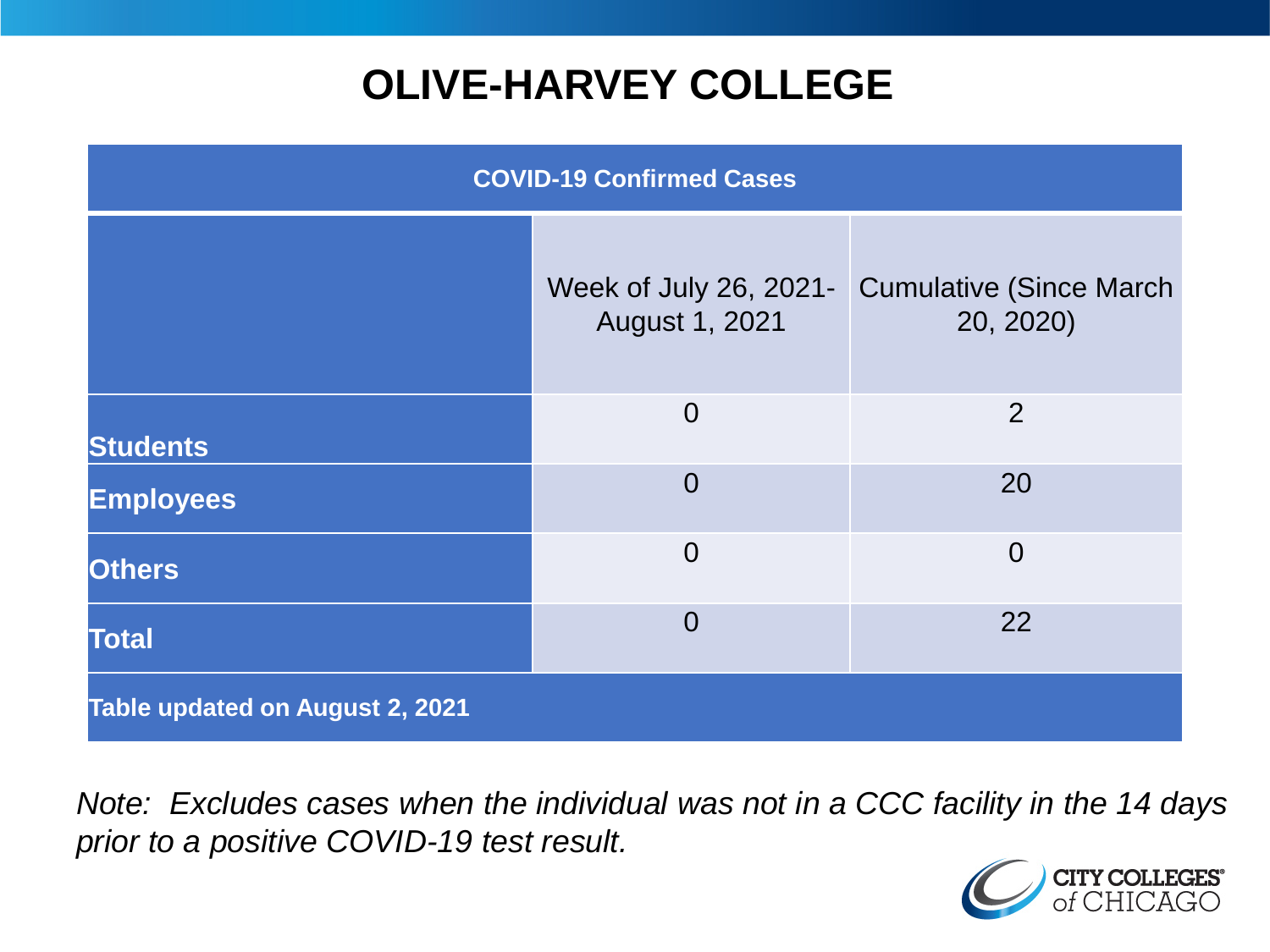# OLIVE-HARVEY COLLEGE

| COVID-19 Confirmed Cases | | |
|---|---|---|
| | Week of July 26, 2021-August 1, 2021 | Cumulative (Since March 20, 2020) |
| **Students** | 0 | 2 |
| **Employees** | 0 | 20 |
| **Others** | 0 | 0 |
| **Total** | 0 | 22 |
| **Table updated on August 2, 2021** | | |

*Note: Excludes cases when the individual was not in a CCC facility in the 14 days prior to a positive COVID-19 test result.*

CITY COLLEGES of CHICAGO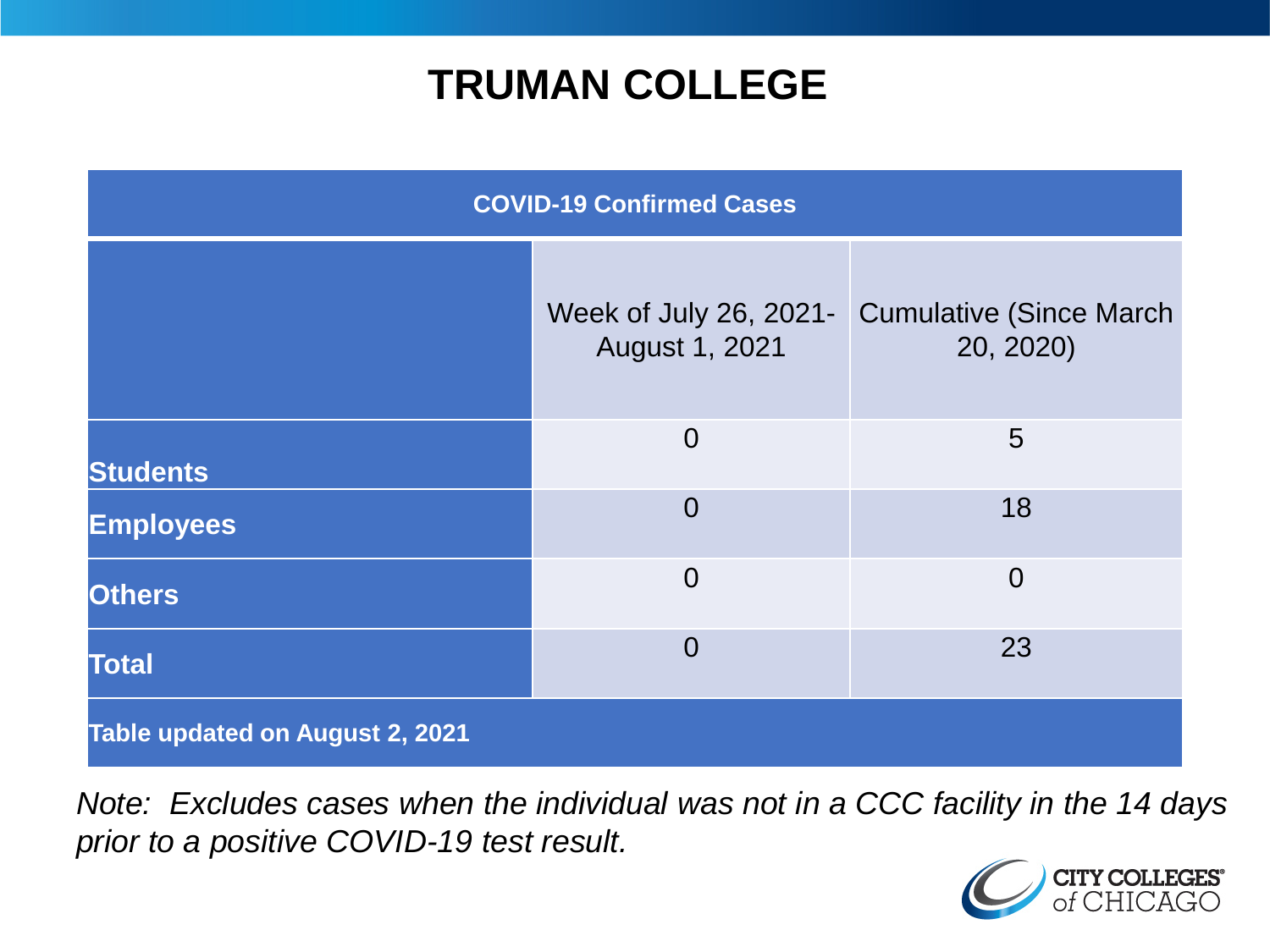# TRUMAN COLLEGE

| COVID-19 Confirmed Cases | | |
|---|---|---|
| | Week of July 26, 2021-August 1, 2021 | Cumulative (Since March 20, 2020) |
| **Students** | 0 | 5 |
| **Employees** | 0 | 18 |
| **Others** | 0 | 0 |
| **Total** | 0 | 23 |
| **Table updated on August 2, 2021** | | |

*Note: Excludes cases when the individual was not in a CCC facility in the 14 days prior to a positive COVID-19 test result.*

CITY COLLEGES of CHICAGO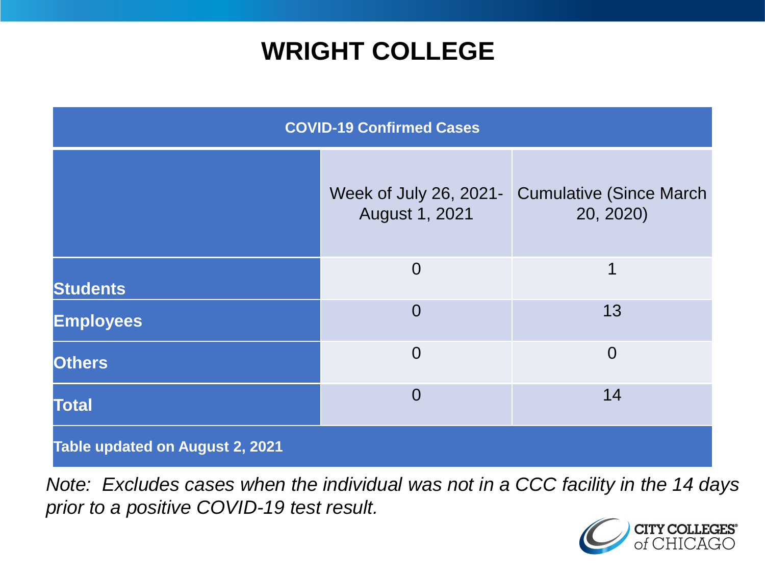# WRIGHT COLLEGE

| COVID-19 Confirmed Cases | | |
|---|---|---|
| | Week of July 26, 2021- August 1, 2021 | Cumulative (Since March 20, 2020) |
| **Students** | 0 | 1 |
| **Employees** | 0 | 13 |
| **Others** | 0 | 0 |
| **Total** | 0 | 14 |
| **Table updated on August 2, 2021** | | |

*Note: Excludes cases when the individual was not in a CCC facility in the 14 days prior to a positive COVID-19 test result.*

CITY COLLEGES of CHICAGO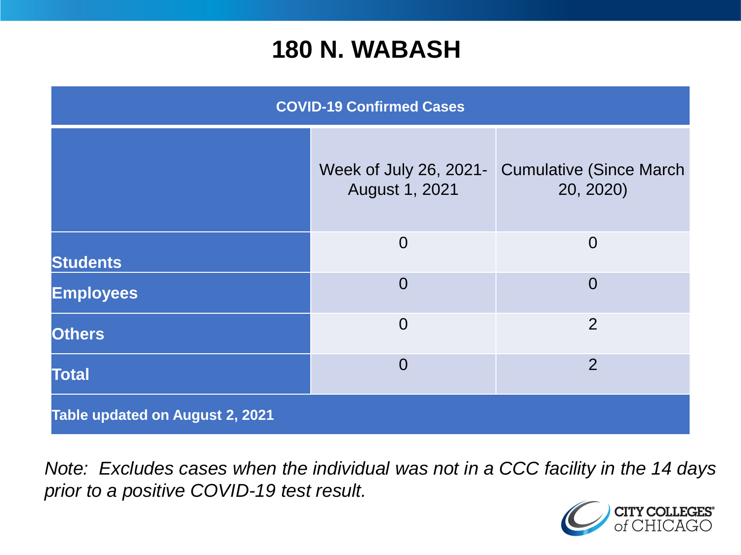# 180 N. WABASH

| COVID-19 Confirmed Cases | | |
|---|---|---|
| | Week of July 26, 2021- August 1, 2021 | Cumulative (Since March 20, 2020) |
| **Students** | 0 | 0 |
| **Employees** | 0 | 0 |
| **Others** | 0 | 2 |
| **Total** | 0 | 2 |
| **Table updated on August 2, 2021** | | |

*Note: Excludes cases when the individual was not in a CCC facility in the 14 days prior to a positive COVID-19 test result.*

CITY COLLEGES of CHICAGO